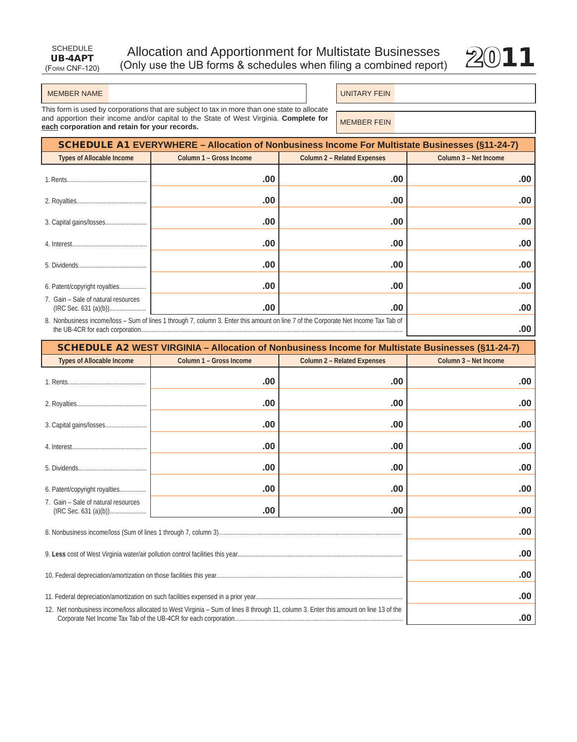SCHEDULE
**UB-4APT**
(FORM CNF-120)

# Allocation and Apportionment for Multistate Businesses
(Only use the UB forms & schedules when filing a combined report)

**2011**

| MEMBER NAME | | UNITARY FEIN | |
|---|---|---|---|
| | | MEMBER FEIN | |

This form is used by corporations that are subject to tax in more than one state to allocate and apportion their income and/or capital to the State of West Virginia. **Complete for each corporation and retain for your records.**

## SCHEDULE A1 EVERYWHERE – Allocation of Nonbusiness Income For Multistate Businesses (§11-24-7)

| Types of Allocable Income | Column 1 – Gross Income | Column 2 – Related Expenses | Column 3 – Net Income |
|---|---|---|---|
| 1. Rents | .00 | .00 | .00 |
| 2. Royalties | .00 | .00 | .00 |
| 3. Capital gains/losses | .00 | .00 | .00 |
| 4. Interest | .00 | .00 | .00 |
| 5. Dividends | .00 | .00 | .00 |
| 6. Patent/copyright royalties | .00 | .00 | .00 |
| 7. Gain – Sale of natural resources (IRC Sec. 631 (a)(b)) | .00 | .00 | .00 |
| 8. Nonbusiness income/loss – Sum of lines 1 through 7, column 3. Enter this amount on line 7 of the Corporate Net Income Tax Tab of the UB-4CR for each corporation | | | .00 |

## SCHEDULE A2 WEST VIRGINIA – Allocation of Nonbusiness Income for Multistate Businesses (§11-24-7)

| Types of Allocable Income | Column 1 – Gross Income | Column 2 – Related Expenses | Column 3 – Net Income |
|---|---|---|---|
| 1. Rents | .00 | .00 | .00 |
| 2. Royalties | .00 | .00 | .00 |
| 3. Capital gains/losses | .00 | .00 | .00 |
| 4. Interest | .00 | .00 | .00 |
| 5. Dividends | .00 | .00 | .00 |
| 6. Patent/copyright royalties | .00 | .00 | .00 |
| 7. Gain – Sale of natural resources (IRC Sec. 631 (a)(b)) | .00 | .00 | .00 |
| 8. Nonbusiness income/loss (Sum of lines 1 through 7, column 3) | | | .00 |
| 9. **Less** cost of West Virginia water/air pollution control facilities this year | | | .00 |
| 10. Federal depreciation/amortization on those facilities this year | | | .00 |
| 11. Federal depreciation/amortization on such facilities expensed in a prior year | | | .00 |
| 12. Net nonbusiness income/loss allocated to West Virginia – Sum of lines 8 through 11, column 3. Enter this amount on line 13 of the Corporate Net Income Tax Tab of the UB-4CR for each corporation | | | .00 |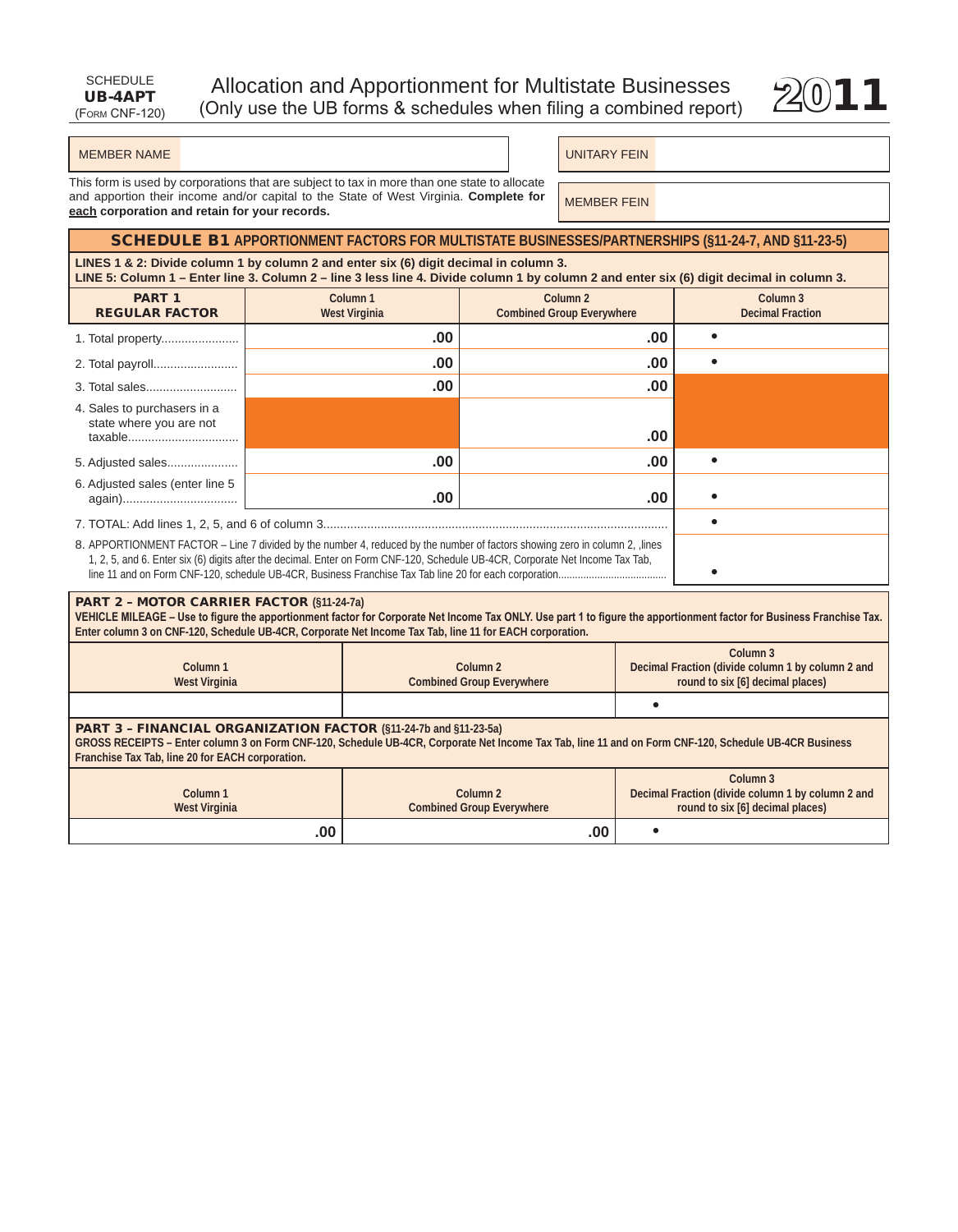SCHEDULE
**UB-4APT**
(FORM CNF-120)

# Allocation and Apportionment for Multistate Businesses
(Only use the UB forms & schedules when filing a combined report)

**2011**

| MEMBER NAME | | UNITARY FEIN | |
|---|---|---|---|
| | | MEMBER FEIN | |

This form is used by corporations that are subject to tax in more than one state to allocate and apportion their income and/or capital to the State of West Virginia. **Complete for each corporation and retain for your records.**

## SCHEDULE B1 APPORTIONMENT FACTORS FOR MULTISTATE BUSINESSES/PARTNERSHIPS (§11-24-7, AND §11-23-5)

**LINES 1 & 2: Divide column 1 by column 2 and enter six (6) digit decimal in column 3.**
**LINE 5: Column 1 – Enter line 3. Column 2 – line 3 less line 4. Divide column 1 by column 2 and enter six (6) digit decimal in column 3.**

| PART 1 REGULAR FACTOR | Column 1 West Virginia | Column 2 Combined Group Everywhere | Column 3 Decimal Fraction |
|---|---|---|---|
| 1. Total property | .00 | .00 | • |
| 2. Total payroll | .00 | .00 | • |
| 3. Total sales | .00 | .00 | |
| 4. Sales to purchasers in a state where you are not taxable | | .00 | |
| 5. Adjusted sales | .00 | .00 | • |
| 6. Adjusted sales (enter line 5 again) | .00 | .00 | • |
| 7. TOTAL: Add lines 1, 2, 5, and 6 of column 3 | | | • |
| 8. APPORTIONMENT FACTOR – Line 7 divided by the number 4, reduced by the number of factors showing zero in column 2, ,lines 1, 2, 5, and 6. Enter six (6) digits after the decimal. Enter on Form CNF-120, Schedule UB-4CR, Corporate Net Income Tax Tab, line 11 and on Form CNF-120, schedule UB-4CR, Business Franchise Tax Tab line 20 for each corporation | | | • |

### PART 2 – MOTOR CARRIER FACTOR (§11-24-7a)

**VEHICLE MILEAGE – Use to figure the apportionment factor for Corporate Net Income Tax ONLY. Use part 1 to figure the apportionment factor for Business Franchise Tax. Enter column 3 on CNF-120, Schedule UB-4CR, Corporate Net Income Tax Tab, line 11 for EACH corporation.**

| Column 1 West Virginia | Column 2 Combined Group Everywhere | Column 3 Decimal Fraction (divide column 1 by column 2 and round to six [6] decimal places) |
|---|---|---|
| | | • |

### PART 3 – FINANCIAL ORGANIZATION FACTOR (§11-24-7b and §11-23-5a)

**GROSS RECEIPTS – Enter column 3 on Form CNF-120, Schedule UB-4CR, Corporate Net Income Tax Tab, line 11 and on Form CNF-120, Schedule UB-4CR Business Franchise Tax Tab, line 20 for EACH corporation.**

| Column 1 West Virginia | Column 2 Combined Group Everywhere | Column 3 Decimal Fraction (divide column 1 by column 2 and round to six [6] decimal places) |
|---|---|---|
| .00 | .00 | • |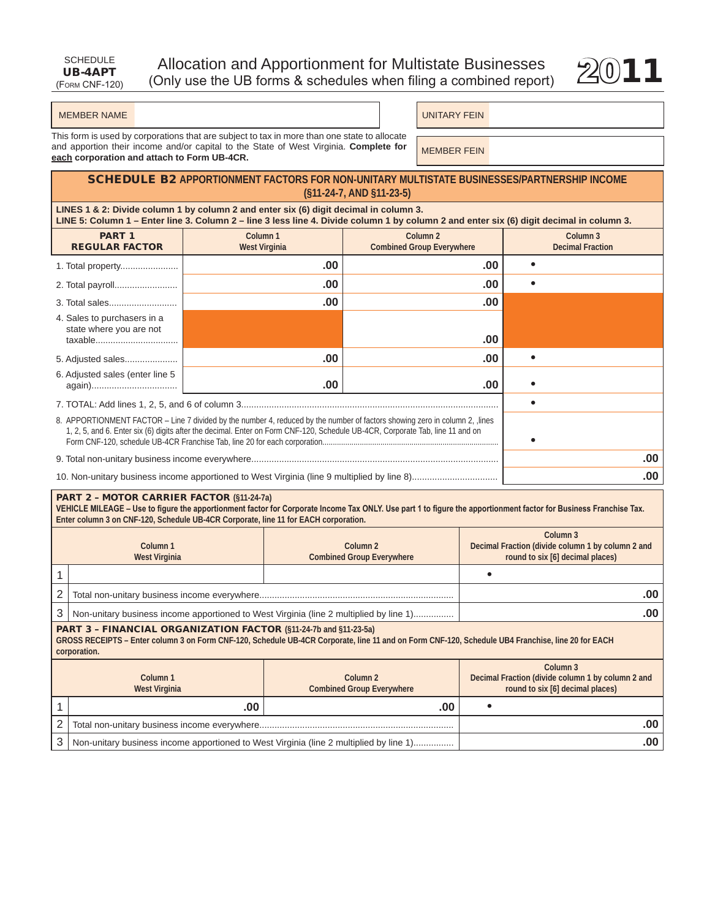SCHEDULE **UB-4APT** (FORM CNF-120)

# Allocation and Apportionment for Multistate Businesses
(Only use the UB forms & schedules when filing a combined report)

**2011**

| MEMBER NAME | | UNITARY FEIN | |
|---|---|---|---|
| | | MEMBER FEIN | |

This form is used by corporations that are subject to tax in more than one state to allocate and apportion their income and/or capital to the State of West Virginia. **Complete for each corporation and attach to Form UB-4CR.**

## SCHEDULE B2 APPORTIONMENT FACTORS FOR NON-UNITARY MULTISTATE BUSINESSES/PARTNERSHIP INCOME (§11-24-7, AND §11-23-5)

**LINES 1 & 2: Divide column 1 by column 2 and enter six (6) digit decimal in column 3.**
**LINE 5: Column 1 – Enter line 3. Column 2 – line 3 less line 4. Divide column 1 by column 2 and enter six (6) digit decimal in column 3.**

| PART 1 REGULAR FACTOR | Column 1 West Virginia | Column 2 Combined Group Everywhere | Column 3 Decimal Fraction |
|---|---|---|---|
| 1. Total property | .00 | .00 | • |
| 2. Total payroll | .00 | .00 | • |
| 3. Total sales | .00 | .00 | |
| 4. Sales to purchasers in a state where you are not taxable | | .00 | |
| 5. Adjusted sales | .00 | .00 | • |
| 6. Adjusted sales (enter line 5 again) | .00 | .00 | • |
| 7. TOTAL: Add lines 1, 2, 5, and 6 of column 3 | | | • |
| 8. APPORTIONMENT FACTOR – Line 7 divided by the number 4, reduced by the number of factors showing zero in column 2, ,lines 1, 2, 5, and 6. Enter six (6) digits after the decimal. Enter on Form CNF-120, Schedule UB-4CR, Corporate Tab, line 11 and on Form CNF-120, schedule UB-4CR Franchise Tab, line 20 for each corporation | | | • |
| 9. Total non-unitary business income everywhere | | | .00 |
| 10. Non-unitary business income apportioned to West Virginia (line 9 multiplied by line 8) | | | .00 |

### PART 2 – MOTOR CARRIER FACTOR (§11-24-7a)

**VEHICLE MILEAGE – Use to figure the apportionment factor for Corporate Income Tax ONLY. Use part 1 to figure the apportionment factor for Business Franchise Tax. Enter column 3 on CNF-120, Schedule UB-4CR Corporate, line 11 for EACH corporation.**

| | Column 1 West Virginia | Column 2 Combined Group Everywhere | Column 3 Decimal Fraction (divide column 1 by column 2 and round to six [6] decimal places) |
|---|---|---|---|
| 1 | | | • |
| 2 | Total non-unitary business income everywhere | | .00 |
| 3 | Non-unitary business income apportioned to West Virginia (line 2 multiplied by line 1) | | .00 |

### PART 3 – FINANCIAL ORGANIZATION FACTOR (§11-24-7b and §11-23-5a)

**GROSS RECEIPTS – Enter column 3 on Form CNF-120, Schedule UB-4CR Corporate, line 11 and on Form CNF-120, Schedule UB4 Franchise, line 20 for EACH corporation.**

| | Column 1 West Virginia | Column 2 Combined Group Everywhere | Column 3 Decimal Fraction (divide column 1 by column 2 and round to six [6] decimal places) |
|---|---|---|---|
| 1 | .00 | .00 | • |
| 2 | Total non-unitary business income everywhere | | .00 |
| 3 | Non-unitary business income apportioned to West Virginia (line 2 multiplied by line 1) | | .00 |